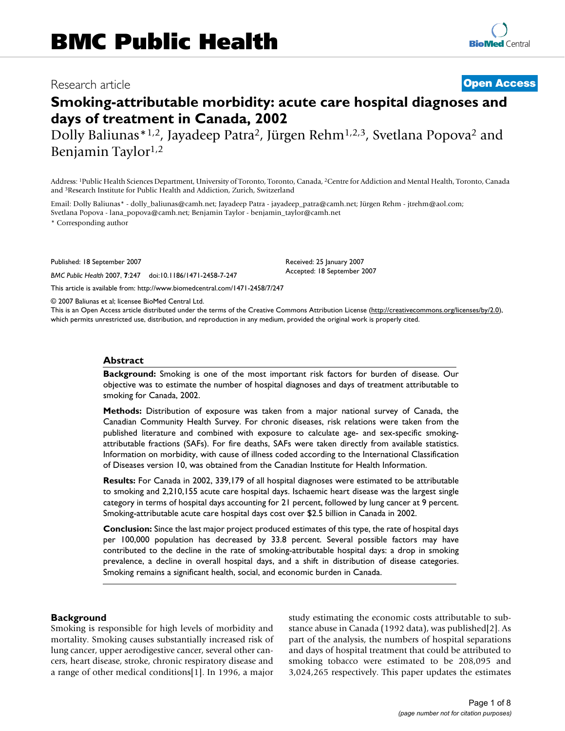# BMC Public Health

Research article

**Open Access**

# Smoking-attributable morbidity: acute care hospital diagnoses and days of treatment in Canada, 2002

Dolly Baliunas*[1,2], Jayadeep Patra[2], Jürgen Rehm[1,2,3], Svetlana Popova[2] and Benjamin Taylor[1,2]

Address: [1]Public Health Sciences Department, University of Toronto, Toronto, Canada, [2]Centre for Addiction and Mental Health, Toronto, Canada and [3]Research Institute for Public Health and Addiction, Zurich, Switzerland

Email: Dolly Baliunas* - dolly_baliunas@camh.net; Jayadeep Patra - jayadeep_patra@camh.net; Jürgen Rehm - jtrehm@aol.com; Svetlana Popova - lana_popova@camh.net; Benjamin Taylor - benjamin_taylor@camh.net

* Corresponding author

Published: 18 September 2007

*BMC Public Health* 2007, **7**:247 doi:10.1186/1471-2458-7-247

Received: 25 January 2007
Accepted: 18 September 2007

This article is available from: http://www.biomedcentral.com/1471-2458/7/247

© 2007 Baliunas et al; licensee BioMed Central Ltd.
This is an Open Access article distributed under the terms of the Creative Commons Attribution License (http://creativecommons.org/licenses/by/2.0), which permits unrestricted use, distribution, and reproduction in any medium, provided the original work is properly cited.

## Abstract

**Background:** Smoking is one of the most important risk factors for burden of disease. Our objective was to estimate the number of hospital diagnoses and days of treatment attributable to smoking for Canada, 2002.

**Methods:** Distribution of exposure was taken from a major national survey of Canada, the Canadian Community Health Survey. For chronic diseases, risk relations were taken from the published literature and combined with exposure to calculate age- and sex-specific smoking-attributable fractions (SAFs). For fire deaths, SAFs were taken directly from available statistics. Information on morbidity, with cause of illness coded according to the International Classification of Diseases version 10, was obtained from the Canadian Institute for Health Information.

**Results:** For Canada in 2002, 339,179 of all hospital diagnoses were estimated to be attributable to smoking and 2,210,155 acute care hospital days. Ischaemic heart disease was the largest single category in terms of hospital days accounting for 21 percent, followed by lung cancer at 9 percent. Smoking-attributable acute care hospital days cost over $2.5 billion in Canada in 2002.

**Conclusion:** Since the last major project produced estimates of this type, the rate of hospital days per 100,000 population has decreased by 33.8 percent. Several possible factors may have contributed to the decline in the rate of smoking-attributable hospital days: a drop in smoking prevalence, a decline in overall hospital days, and a shift in distribution of disease categories. Smoking remains a significant health, social, and economic burden in Canada.

## Background

Smoking is responsible for high levels of morbidity and mortality. Smoking causes substantially increased risk of lung cancer, upper aerodigestive cancer, several other cancers, heart disease, stroke, chronic respiratory disease and a range of other medical conditions[1]. In 1996, a major study estimating the economic costs attributable to substance abuse in Canada (1992 data), was published[2]. As part of the analysis, the numbers of hospital separations and days of hospital treatment that could be attributed to smoking tobacco were estimated to be 208,095 and 3,024,265 respectively. This paper updates the estimates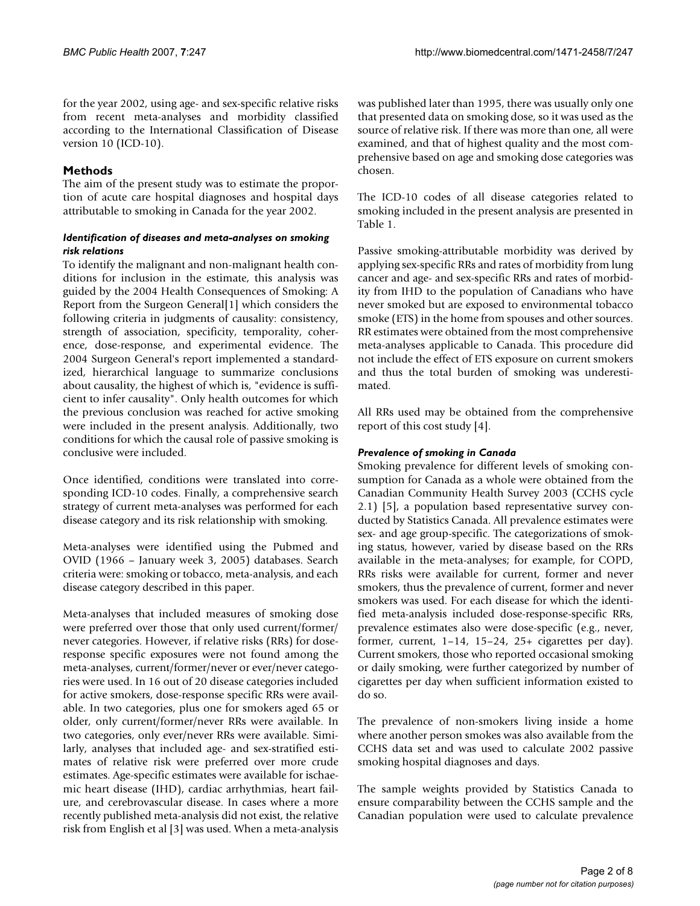for the year 2002, using age- and sex-specific relative risks from recent meta-analyses and morbidity classified according to the International Classification of Disease version 10 (ICD-10).

## Methods

The aim of the present study was to estimate the proportion of acute care hospital diagnoses and hospital days attributable to smoking in Canada for the year 2002.

### *Identification of diseases and meta-analyses on smoking risk relations*

To identify the malignant and non-malignant health conditions for inclusion in the estimate, this analysis was guided by the 2004 Health Consequences of Smoking: A Report from the Surgeon General[1] which considers the following criteria in judgments of causality: consistency, strength of association, specificity, temporality, coherence, dose-response, and experimental evidence. The 2004 Surgeon General's report implemented a standardized, hierarchical language to summarize conclusions about causality, the highest of which is, "evidence is sufficient to infer causality". Only health outcomes for which the previous conclusion was reached for active smoking were included in the present analysis. Additionally, two conditions for which the causal role of passive smoking is conclusive were included.

Once identified, conditions were translated into corresponding ICD-10 codes. Finally, a comprehensive search strategy of current meta-analyses was performed for each disease category and its risk relationship with smoking.

Meta-analyses were identified using the Pubmed and OVID (1966 – January week 3, 2005) databases. Search criteria were: smoking or tobacco, meta-analysis, and each disease category described in this paper.

Meta-analyses that included measures of smoking dose were preferred over those that only used current/former/never categories. However, if relative risks (RRs) for dose-response specific exposures were not found among the meta-analyses, current/former/never or ever/never categories were used. In 16 out of 20 disease categories included for active smokers, dose-response specific RRs were available. In two categories, plus one for smokers aged 65 or older, only current/former/never RRs were available. In two categories, only ever/never RRs were available. Similarly, analyses that included age- and sex-stratified estimates of relative risk were preferred over more crude estimates. Age-specific estimates were available for ischaemic heart disease (IHD), cardiac arrhythmias, heart failure, and cerebrovascular disease. In cases where a more recently published meta-analysis did not exist, the relative risk from English et al [3] was used. When a meta-analysis was published later than 1995, there was usually only one that presented data on smoking dose, so it was used as the source of relative risk. If there was more than one, all were examined, and that of highest quality and the most comprehensive based on age and smoking dose categories was chosen.

The ICD-10 codes of all disease categories related to smoking included in the present analysis are presented in Table 1.

Passive smoking-attributable morbidity was derived by applying sex-specific RRs and rates of morbidity from lung cancer and age- and sex-specific RRs and rates of morbidity from IHD to the population of Canadians who have never smoked but are exposed to environmental tobacco smoke (ETS) in the home from spouses and other sources. RR estimates were obtained from the most comprehensive meta-analyses applicable to Canada. This procedure did not include the effect of ETS exposure on current smokers and thus the total burden of smoking was underestimated.

All RRs used may be obtained from the comprehensive report of this cost study [4].

### *Prevalence of smoking in Canada*

Smoking prevalence for different levels of smoking consumption for Canada as a whole were obtained from the Canadian Community Health Survey 2003 (CCHS cycle 2.1) [5], a population based representative survey conducted by Statistics Canada. All prevalence estimates were sex- and age group-specific. The categorizations of smoking status, however, varied by disease based on the RRs available in the meta-analyses; for example, for COPD, RRs risks were available for current, former and never smokers, thus the prevalence of current, former and never smokers was used. For each disease for which the identified meta-analysis included dose-response-specific RRs, prevalence estimates also were dose-specific (e.g., never, former, current, 1–14, 15–24, 25+ cigarettes per day). Current smokers, those who reported occasional smoking or daily smoking, were further categorized by number of cigarettes per day when sufficient information existed to do so.

The prevalence of non-smokers living inside a home where another person smokes was also available from the CCHS data set and was used to calculate 2002 passive smoking hospital diagnoses and days.

The sample weights provided by Statistics Canada to ensure comparability between the CCHS sample and the Canadian population were used to calculate prevalence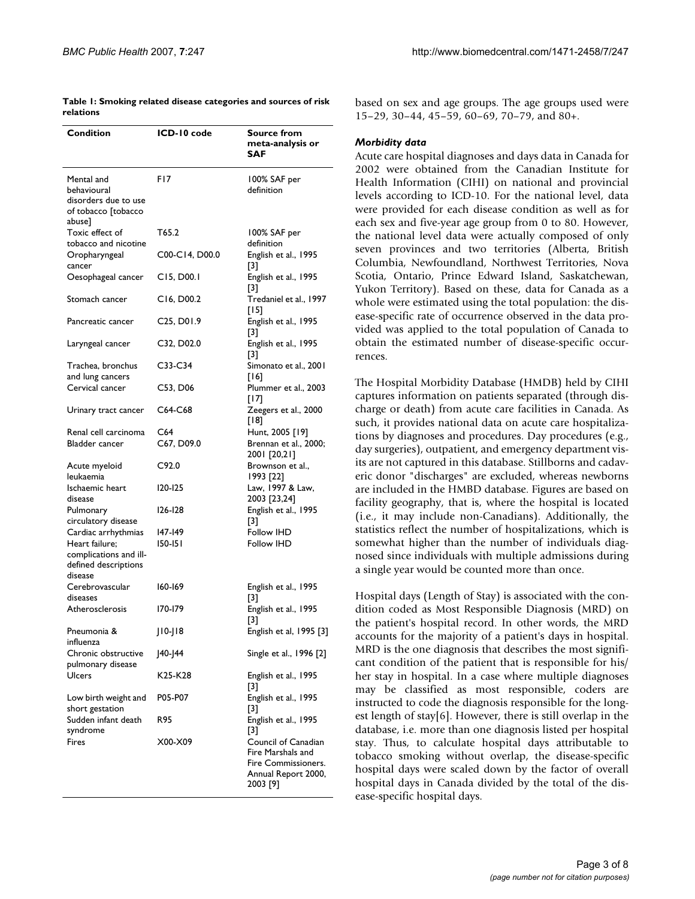**Table 1: Smoking related disease categories and sources of risk relations**

| Condition | ICD-10 code | Source from meta-analysis or SAF |
|---|---|---|
| Mental and behavioural disorders due to use of tobacco [tobacco abuse] | F17 | 100% SAF per definition |
| Toxic effect of tobacco and nicotine | T65.2 | 100% SAF per definition |
| Oropharyngeal cancer | C00-C14, D00.0 | English et al., 1995 [3] |
| Oesophageal cancer | C15, D00.1 | English et al., 1995 [3] |
| Stomach cancer | C16, D00.2 | Tredaniel et al., 1997 [15] |
| Pancreatic cancer | C25, D01.9 | English et al., 1995 [3] |
| Laryngeal cancer | C32, D02.0 | English et al., 1995 [3] |
| Trachea, bronchus and lung cancers | C33-C34 | Simonato et al., 2001 [16] |
| Cervical cancer | C53, D06 | Plummer et al., 2003 [17] |
| Urinary tract cancer | C64-C68 | Zeegers et al., 2000 [18] |
| Renal cell carcinoma | C64 | Hunt, 2005 [19] |
| Bladder cancer | C67, D09.0 | Brennan et al., 2000; 2001 [20,21] |
| Acute myeloid leukaemia | C92.0 | Brownson et al., 1993 [22] |
| Ischaemic heart disease | I20-I25 | Law, 1997 & Law, 2003 [23,24] |
| Pulmonary circulatory disease | I26-I28 | English et al., 1995 [3] |
| Cardiac arrhythmias | I47-I49 | Follow IHD |
| Heart failure; complications and ill-defined descriptions disease | I50-I51 | Follow IHD |
| Cerebrovascular diseases | I60-I69 | English et al., 1995 [3] |
| Atherosclerosis | I70-I79 | English et al., 1995 [3] |
| Pneumonia & influenza | J10-J18 | English et al, 1995 [3] |
| Chronic obstructive pulmonary disease | J40-J44 | Single et al., 1996 [2] |
| Ulcers | K25-K28 | English et al., 1995 [3] |
| Low birth weight and short gestation | P05-P07 | English et al., 1995 [3] |
| Sudden infant death syndrome | R95 | English et al., 1995 [3] |
| Fires | X00-X09 | Council of Canadian Fire Marshals and Fire Commissioners. Annual Report 2000, 2003 [9] |

based on sex and age groups. The age groups used were 15–29, 30–44, 45–59, 60–69, 70–79, and 80+.

### *Morbidity data*

Acute care hospital diagnoses and days data in Canada for 2002 were obtained from the Canadian Institute for Health Information (CIHI) on national and provincial levels according to ICD-10. For the national level, data were provided for each disease condition as well as for each sex and five-year age group from 0 to 80. However, the national level data were actually composed of only seven provinces and two territories (Alberta, British Columbia, Newfoundland, Northwest Territories, Nova Scotia, Ontario, Prince Edward Island, Saskatchewan, Yukon Territory). Based on these, data for Canada as a whole were estimated using the total population: the disease-specific rate of occurrence observed in the data provided was applied to the total population of Canada to obtain the estimated number of disease-specific occurrences.

The Hospital Morbidity Database (HMDB) held by CIHI captures information on patients separated (through discharge or death) from acute care facilities in Canada. As such, it provides national data on acute care hospitalizations by diagnoses and procedures. Day procedures (e.g., day surgeries), outpatient, and emergency department visits are not captured in this database. Stillborns and cadaveric donor "discharges" are excluded, whereas newborns are included in the HMBD database. Figures are based on facility geography, that is, where the hospital is located (i.e., it may include non-Canadians). Additionally, the statistics reflect the number of hospitalizations, which is somewhat higher than the number of individuals diagnosed since individuals with multiple admissions during a single year would be counted more than once.

Hospital days (Length of Stay) is associated with the condition coded as Most Responsible Diagnosis (MRD) on the patient's hospital record. In other words, the MRD accounts for the majority of a patient's days in hospital. MRD is the one diagnosis that describes the most significant condition of the patient that is responsible for his/her stay in hospital. In a case where multiple diagnoses may be classified as most responsible, coders are instructed to code the diagnosis responsible for the longest length of stay[6]. However, there is still overlap in the database, i.e. more than one diagnosis listed per hospital stay. Thus, to calculate hospital days attributable to tobacco smoking without overlap, the disease-specific hospital days were scaled down by the factor of overall hospital days in Canada divided by the total of the disease-specific hospital days.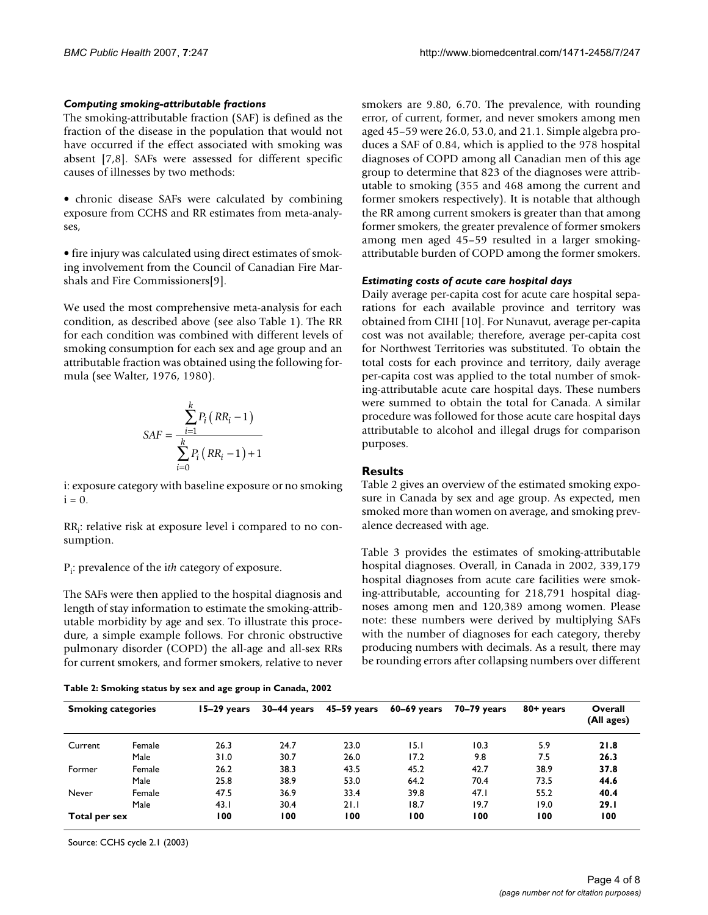### *Computing smoking-attributable fractions*

The smoking-attributable fraction (SAF) is defined as the fraction of the disease in the population that would not have occurred if the effect associated with smoking was absent [7,8]. SAFs were assessed for different specific causes of illnesses by two methods:

- chronic disease SAFs were calculated by combining exposure from CCHS and RR estimates from meta-analyses,
- fire injury was calculated using direct estimates of smoking involvement from the Council of Canadian Fire Marshals and Fire Commissioners[9].

We used the most comprehensive meta-analysis for each condition, as described above (see also Table 1). The RR for each condition was combined with different levels of smoking consumption for each sex and age group and an attributable fraction was obtained using the following formula (see Walter, 1976, 1980).

$$SAF = \frac{\sum_{i=1}^{k} P_i\left(RR_i - 1\right)}{\sum_{i=0}^{k} P_i\left(RR_i - 1\right) + 1}$$

i: exposure category with baseline exposure or no smoking i = 0.

$RR_i$: relative risk at exposure level i compared to no consumption.

$P_i$: prevalence of the i*th* category of exposure.

The SAFs were then applied to the hospital diagnosis and length of stay information to estimate the smoking-attributable morbidity by age and sex. To illustrate this procedure, a simple example follows. For chronic obstructive pulmonary disorder (COPD) the all-age and all-sex RRs for current smokers, and former smokers, relative to never smokers are 9.80, 6.70. The prevalence, with rounding error, of current, former, and never smokers among men aged 45–59 were 26.0, 53.0, and 21.1. Simple algebra produces a SAF of 0.84, which is applied to the 978 hospital diagnoses of COPD among all Canadian men of this age group to determine that 823 of the diagnoses were attributable to smoking (355 and 468 among the current and former smokers respectively). It is notable that although the RR among current smokers is greater than that among former smokers, the greater prevalence of former smokers among men aged 45–59 resulted in a larger smoking-attributable burden of COPD among the former smokers.

### *Estimating costs of acute care hospital days*

Daily average per-capita cost for acute care hospital separations for each available province and territory was obtained from CIHI [10]. For Nunavut, average per-capita cost was not available; therefore, average per-capita cost for Northwest Territories was substituted. To obtain the total costs for each province and territory, daily average per-capita cost was applied to the total number of smoking-attributable acute care hospital days. These numbers were summed to obtain the total for Canada. A similar procedure was followed for those acute care hospital days attributable to alcohol and illegal drugs for comparison purposes.

## Results

Table 2 gives an overview of the estimated smoking exposure in Canada by sex and age group. As expected, men smoked more than women on average, and smoking prevalence decreased with age.

Table 3 provides the estimates of smoking-attributable hospital diagnoses. Overall, in Canada in 2002, 339,179 hospital diagnoses from acute care facilities were smoking-attributable, accounting for 218,791 hospital diagnoses among men and 120,389 among women. Please note: these numbers were derived by multiplying SAFs with the number of diagnoses for each category, thereby producing numbers with decimals. As a result, there may be rounding errors after collapsing numbers over different

**Table 2: Smoking status by sex and age group in Canada, 2002**

| Smoking categories | | 15–29 years | 30–44 years | 45–59 years | 60–69 years | 70–79 years | 80+ years | Overall (All ages) |
|---|---|---|---|---|---|---|---|---|
| Current | Female | 26.3 | 24.7 | 23.0 | 15.1 | 10.3 | 5.9 | **21.8** |
| | Male | 31.0 | 30.7 | 26.0 | 17.2 | 9.8 | 7.5 | **26.3** |
| Former | Female | 26.2 | 38.3 | 43.5 | 45.2 | 42.7 | 38.9 | **37.8** |
| | Male | 25.8 | 38.9 | 53.0 | 64.2 | 70.4 | 73.5 | **44.6** |
| Never | Female | 47.5 | 36.9 | 33.4 | 39.8 | 47.1 | 55.2 | **40.4** |
| | Male | 43.1 | 30.4 | 21.1 | 18.7 | 19.7 | 19.0 | **29.1** |
| **Total per sex** | | **100** | **100** | **100** | **100** | **100** | **100** | **100** |

Source: CCHS cycle 2.1 (2003)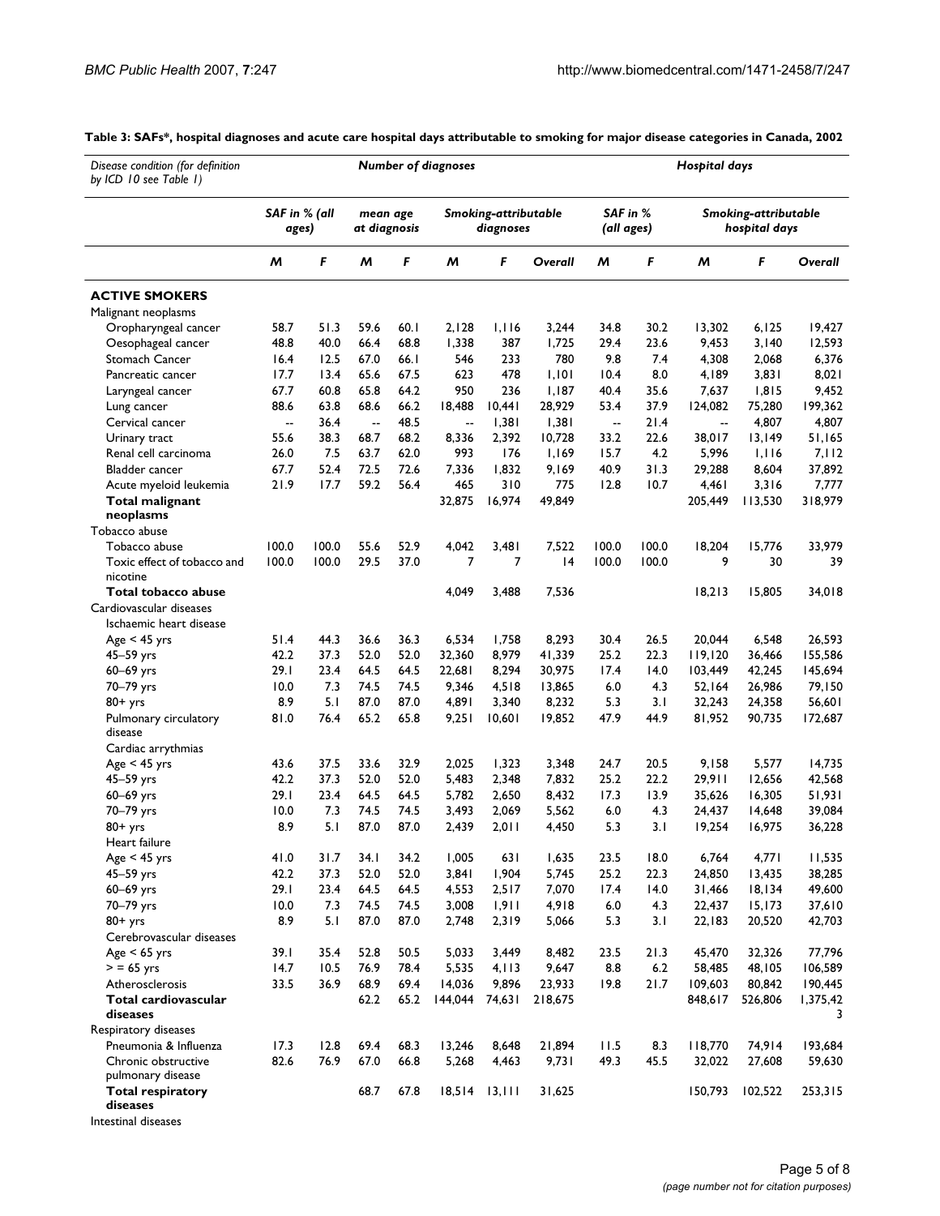**Table 3: SAFs*, hospital diagnoses and acute care hospital days attributable to smoking for major disease categories in Canada, 2002**

| *Disease condition (for definition by ICD 10 see Table 1)* | *Number of diagnoses* | | | | | | | *Hospital days* | | | | |
|---|---|---|---|---|---|---|---|---|---|---|---|---|
| | *SAF in % (all ages)* | | *mean age at diagnosis* | | *Smoking-attributable diagnoses* | | | *SAF in % (all ages)* | | *Smoking-attributable hospital days* | | |
| | *M* | *F* | *M* | *F* | *M* | *F* | *Overall* | *M* | *F* | *M* | *F* | *Overall* |
| **ACTIVE SMOKERS** | | | | | | | | | | | | |
| Malignant neoplasms | | | | | | | | | | | | |
| Oropharyngeal cancer | 58.7 | 51.3 | 59.6 | 60.1 | 2,128 | 1,116 | 3,244 | 34.8 | 30.2 | 13,302 | 6,125 | 19,427 |
| Oesophageal cancer | 48.8 | 40.0 | 66.4 | 68.8 | 1,338 | 387 | 1,725 | 29.4 | 23.6 | 9,453 | 3,140 | 12,593 |
| Stomach Cancer | 16.4 | 12.5 | 67.0 | 66.1 | 546 | 233 | 780 | 9.8 | 7.4 | 4,308 | 2,068 | 6,376 |
| Pancreatic cancer | 17.7 | 13.4 | 65.6 | 67.5 | 623 | 478 | 1,101 | 10.4 | 8.0 | 4,189 | 3,831 | 8,021 |
| Laryngeal cancer | 67.7 | 60.8 | 65.8 | 64.2 | 950 | 236 | 1,187 | 40.4 | 35.6 | 7,637 | 1,815 | 9,452 |
| Lung cancer | 88.6 | 63.8 | 68.6 | 66.2 | 18,488 | 10,441 | 28,929 | 53.4 | 37.9 | 124,082 | 75,280 | 199,362 |
| Cervical cancer | -- | 36.4 | -- | 48.5 | -- | 1,381 | 1,381 | -- | 21.4 | -- | 4,807 | 4,807 |
| Urinary tract | 55.6 | 38.3 | 68.7 | 68.2 | 8,336 | 2,392 | 10,728 | 33.2 | 22.6 | 38,017 | 13,149 | 51,165 |
| Renal cell carcinoma | 26.0 | 7.5 | 63.7 | 62.0 | 993 | 176 | 1,169 | 15.7 | 4.2 | 5,996 | 1,116 | 7,112 |
| Bladder cancer | 67.7 | 52.4 | 72.5 | 72.6 | 7,336 | 1,832 | 9,169 | 40.9 | 31.3 | 29,288 | 8,604 | 37,892 |
| Acute myeloid leukemia | 21.9 | 17.7 | 59.2 | 56.4 | 465 | 310 | 775 | 12.8 | 10.7 | 4,461 | 3,316 | 7,777 |
| **Total malignant neoplasms** | | | | | 32,875 | 16,974 | 49,849 | | | 205,449 | 113,530 | 318,979 |
| Tobacco abuse | | | | | | | | | | | | |
| Tobacco abuse | 100.0 | 100.0 | 55.6 | 52.9 | 4,042 | 3,481 | 7,522 | 100.0 | 100.0 | 18,204 | 15,776 | 33,979 |
| Toxic effect of tobacco and nicotine | 100.0 | 100.0 | 29.5 | 37.0 | 7 | 7 | 14 | 100.0 | 100.0 | 9 | 30 | 39 |
| **Total tobacco abuse** | | | | | 4,049 | 3,488 | 7,536 | | | 18,213 | 15,805 | 34,018 |
| Cardiovascular diseases | | | | | | | | | | | | |
| Ischaemic heart disease | | | | | | | | | | | | |
| Age < 45 yrs | 51.4 | 44.3 | 36.6 | 36.3 | 6,534 | 1,758 | 8,293 | 30.4 | 26.5 | 20,044 | 6,548 | 26,593 |
| 45–59 yrs | 42.2 | 37.3 | 52.0 | 52.0 | 32,360 | 8,979 | 41,339 | 25.2 | 22.3 | 119,120 | 36,466 | 155,586 |
| 60–69 yrs | 29.1 | 23.4 | 64.5 | 64.5 | 22,681 | 8,294 | 30,975 | 17.4 | 14.0 | 103,449 | 42,245 | 145,694 |
| 70–79 yrs | 10.0 | 7.3 | 74.5 | 74.5 | 9,346 | 4,518 | 13,865 | 6.0 | 4.3 | 52,164 | 26,986 | 79,150 |
| 80+ yrs | 8.9 | 5.1 | 87.0 | 87.0 | 4,891 | 3,340 | 8,232 | 5.3 | 3.1 | 32,243 | 24,358 | 56,601 |
| Pulmonary circulatory disease | 81.0 | 76.4 | 65.2 | 65.8 | 9,251 | 10,601 | 19,852 | 47.9 | 44.9 | 81,952 | 90,735 | 172,687 |
| Cardiac arrythmias | | | | | | | | | | | | |
| Age < 45 yrs | 43.6 | 37.5 | 33.6 | 32.9 | 2,025 | 1,323 | 3,348 | 24.7 | 20.5 | 9,158 | 5,577 | 14,735 |
| 45–59 yrs | 42.2 | 37.3 | 52.0 | 52.0 | 5,483 | 2,348 | 7,832 | 25.2 | 22.2 | 29,911 | 12,656 | 42,568 |
| 60–69 yrs | 29.1 | 23.4 | 64.5 | 64.5 | 5,782 | 2,650 | 8,432 | 17.3 | 13.9 | 35,626 | 16,305 | 51,931 |
| 70–79 yrs | 10.0 | 7.3 | 74.5 | 74.5 | 3,493 | 2,069 | 5,562 | 6.0 | 4.3 | 24,437 | 14,648 | 39,084 |
| 80+ yrs | 8.9 | 5.1 | 87.0 | 87.0 | 2,439 | 2,011 | 4,450 | 5.3 | 3.1 | 19,254 | 16,975 | 36,228 |
| Heart failure | | | | | | | | | | | | |
| Age < 45 yrs | 41.0 | 31.7 | 34.1 | 34.2 | 1,005 | 631 | 1,635 | 23.5 | 18.0 | 6,764 | 4,771 | 11,535 |
| 45–59 yrs | 42.2 | 37.3 | 52.0 | 52.0 | 3,841 | 1,904 | 5,745 | 25.2 | 22.3 | 24,850 | 13,435 | 38,285 |
| 60–69 yrs | 29.1 | 23.4 | 64.5 | 64.5 | 4,553 | 2,517 | 7,070 | 17.4 | 14.0 | 31,466 | 18,134 | 49,600 |
| 70–79 yrs | 10.0 | 7.3 | 74.5 | 74.5 | 3,008 | 1,911 | 4,918 | 6.0 | 4.3 | 22,437 | 15,173 | 37,610 |
| 80+ yrs | 8.9 | 5.1 | 87.0 | 87.0 | 2,748 | 2,319 | 5,066 | 5.3 | 3.1 | 22,183 | 20,520 | 42,703 |
| Cerebrovascular diseases | | | | | | | | | | | | |
| Age < 65 yrs | 39.1 | 35.4 | 52.8 | 50.5 | 5,033 | 3,449 | 8,482 | 23.5 | 21.3 | 45,470 | 32,326 | 77,796 |
| > = 65 yrs | 14.7 | 10.5 | 76.9 | 78.4 | 5,535 | 4,113 | 9,647 | 8.8 | 6.2 | 58,485 | 48,105 | 106,589 |
| Atherosclerosis | 33.5 | 36.9 | 68.9 | 69.4 | 14,036 | 9,896 | 23,933 | 19.8 | 21.7 | 109,603 | 80,842 | 190,445 |
| **Total cardiovascular diseases** | | | 62.2 | 65.2 | 144,044 | 74,631 | 218,675 | | | 848,617 | 526,806 | 1,375,423 |
| Respiratory diseases | | | | | | | | | | | | |
| Pneumonia & Influenza | 17.3 | 12.8 | 69.4 | 68.3 | 13,246 | 8,648 | 21,894 | 11.5 | 8.3 | 118,770 | 74,914 | 193,684 |
| Chronic obstructive pulmonary disease | 82.6 | 76.9 | 67.0 | 66.8 | 5,268 | 4,463 | 9,731 | 49.3 | 45.5 | 32,022 | 27,608 | 59,630 |
| **Total respiratory diseases** | | | 68.7 | 67.8 | 18,514 | 13,111 | 31,625 | | | 150,793 | 102,522 | 253,315 |
| Intestinal diseases | | | | | | | | | | | | |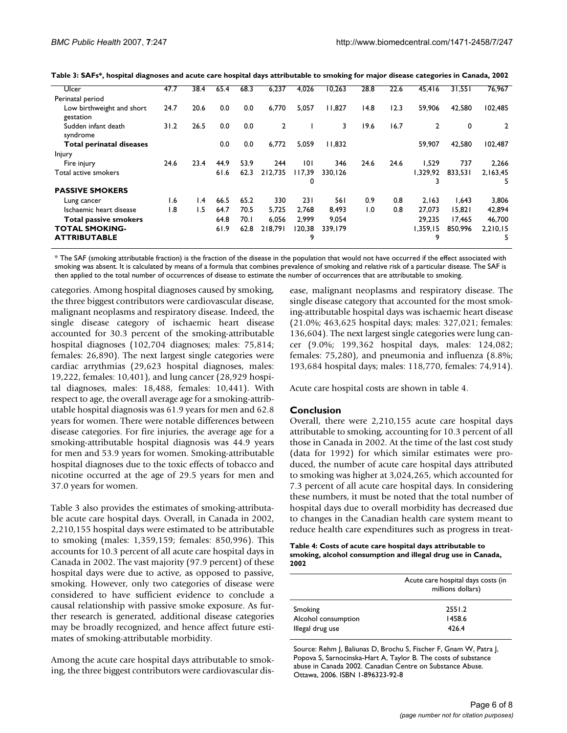**Table 3: SAFs*, hospital diagnoses and acute care hospital days attributable to smoking for major disease categories in Canada, 2002**

| | | | | | | | | | | | | |
|---|---|---|---|---|---|---|---|---|---|---|---|---|
| Ulcer | 47.7 | 38.4 | 65.4 | 68.3 | 6,237 | 4,026 | 10,263 | 28.8 | 22.6 | 45,416 | 31,551 | 76,967 |
| Perinatal period | | | | | | | | | | | | |
| Low birthweight and short gestation | 24.7 | 20.6 | 0.0 | 0.0 | 6,770 | 5,057 | 11,827 | 14.8 | 12.3 | 59,906 | 42,580 | 102,485 |
| Sudden infant death syndrome | 31.2 | 26.5 | 0.0 | 0.0 | 2 | 1 | 3 | 19.6 | 16.7 | 2 | 0 | 2 |
| **Total perinatal diseases** | | | 0.0 | 0.0 | 6,772 | 5,059 | 11,832 | | | 59,907 | 42,580 | 102,487 |
| Injury | | | | | | | | | | | | |
| Fire injury | 24.6 | 23.4 | 44.9 | 53.9 | 244 | 101 | 346 | 24.6 | 24.6 | 1,529 | 737 | 2,266 |
| Total active smokers | | | 61.6 | 62.3 | 212,735 | 117,390 | 330,126 | | | 1,329,923 | 833,531 | 2,163,455 |
| **PASSIVE SMOKERS** | | | | | | | | | | | | |
| Lung cancer | 1.6 | 1.4 | 66.5 | 65.2 | 330 | 231 | 561 | 0.9 | 0.8 | 2,163 | 1,643 | 3,806 |
| Ischaemic heart disease | 1.8 | 1.5 | 64.7 | 70.5 | 5,725 | 2,768 | 8,493 | 1.0 | 0.8 | 27,073 | 15,821 | 42,894 |
| **Total passive smokers** | | | 64.8 | 70.1 | 6,056 | 2,999 | 9,054 | | | 29,235 | 17,465 | 46,700 |
| **TOTAL SMOKING-ATTRIBUTABLE** | | | 61.9 | 62.8 | 218,791 | 120,389 | 339,179 | | | 1,359,159 | 850,996 | 2,210,155 |

* The SAF (smoking attributable fraction) is the fraction of the disease in the population that would not have occurred if the effect associated with smoking was absent. It is calculated by means of a formula that combines prevalence of smoking and relative risk of a particular disease. The SAF is then applied to the total number of occurrences of disease to estimate the number of occurrences that are attributable to smoking.

categories. Among hospital diagnoses caused by smoking, the three biggest contributors were cardiovascular disease, malignant neoplasms and respiratory disease. Indeed, the single disease category of ischaemic heart disease accounted for 30.3 percent of the smoking-attributable hospital diagnoses (102,704 diagnoses; males: 75,814; females: 26,890). The next largest single categories were cardiac arrythmias (29,623 hospital diagnoses, males: 19,222, females: 10,401), and lung cancer (28,929 hospital diagnoses, males: 18,488, females: 10,441). With respect to age, the overall average age for a smoking-attributable hospital diagnosis was 61.9 years for men and 62.8 years for women. There were notable differences between disease categories. For fire injuries, the average age for a smoking-attributable hospital diagnosis was 44.9 years for men and 53.9 years for women. Smoking-attributable hospital diagnoses due to the toxic effects of tobacco and nicotine occurred at the age of 29.5 years for men and 37.0 years for women.

Table 3 also provides the estimates of smoking-attributable acute care hospital days. Overall, in Canada in 2002, 2,210,155 hospital days were estimated to be attributable to smoking (males: 1,359,159; females: 850,996). This accounts for 10.3 percent of all acute care hospital days in Canada in 2002. The vast majority (97.9 percent) of these hospital days were due to active, as opposed to passive, smoking. However, only two categories of disease were considered to have sufficient evidence to conclude a causal relationship with passive smoke exposure. As further research is generated, additional disease categories may be broadly recognized, and hence affect future estimates of smoking-attributable morbidity.

Among the acute care hospital days attributable to smoking, the three biggest contributors were cardiovascular disease, malignant neoplasms and respiratory disease. The single disease category that accounted for the most smoking-attributable hospital days was ischaemic heart disease (21.0%; 463,625 hospital days; males: 327,021; females: 136,604). The next largest single categories were lung cancer (9.0%; 199,362 hospital days, males: 124,082; females: 75,280), and pneumonia and influenza (8.8%; 193,684 hospital days; males: 118,770, females: 74,914).

Acute care hospital costs are shown in table 4.

## Conclusion

Overall, there were 2,210,155 acute care hospital days attributable to smoking, accounting for 10.3 percent of all those in Canada in 2002. At the time of the last cost study (data for 1992) for which similar estimates were produced, the number of acute care hospital days attributed to smoking was higher at 3,024,265, which accounted for 7.3 percent of all acute care hospital days. In considering these numbers, it must be noted that the total number of hospital days due to overall morbidity has decreased due to changes in the Canadian health care system meant to reduce health care expenditures such as progress in treat-

**Table 4: Costs of acute care hospital days attributable to smoking, alcohol consumption and illegal drug use in Canada, 2002**

| | Acute care hospital days costs (in millions dollars) |
|---|---|
| Smoking | 2551.2 |
| Alcohol consumption | 1458.6 |
| Illegal drug use | 426.4 |

Source: Rehm J, Baliunas D, Brochu S, Fischer F, Gnam W, Patra J, Popova S, Sarnocinska-Hart A, Taylor B. The costs of substance abuse in Canada 2002. Canadian Centre on Substance Abuse. Ottawa, 2006. ISBN 1-896323-92-8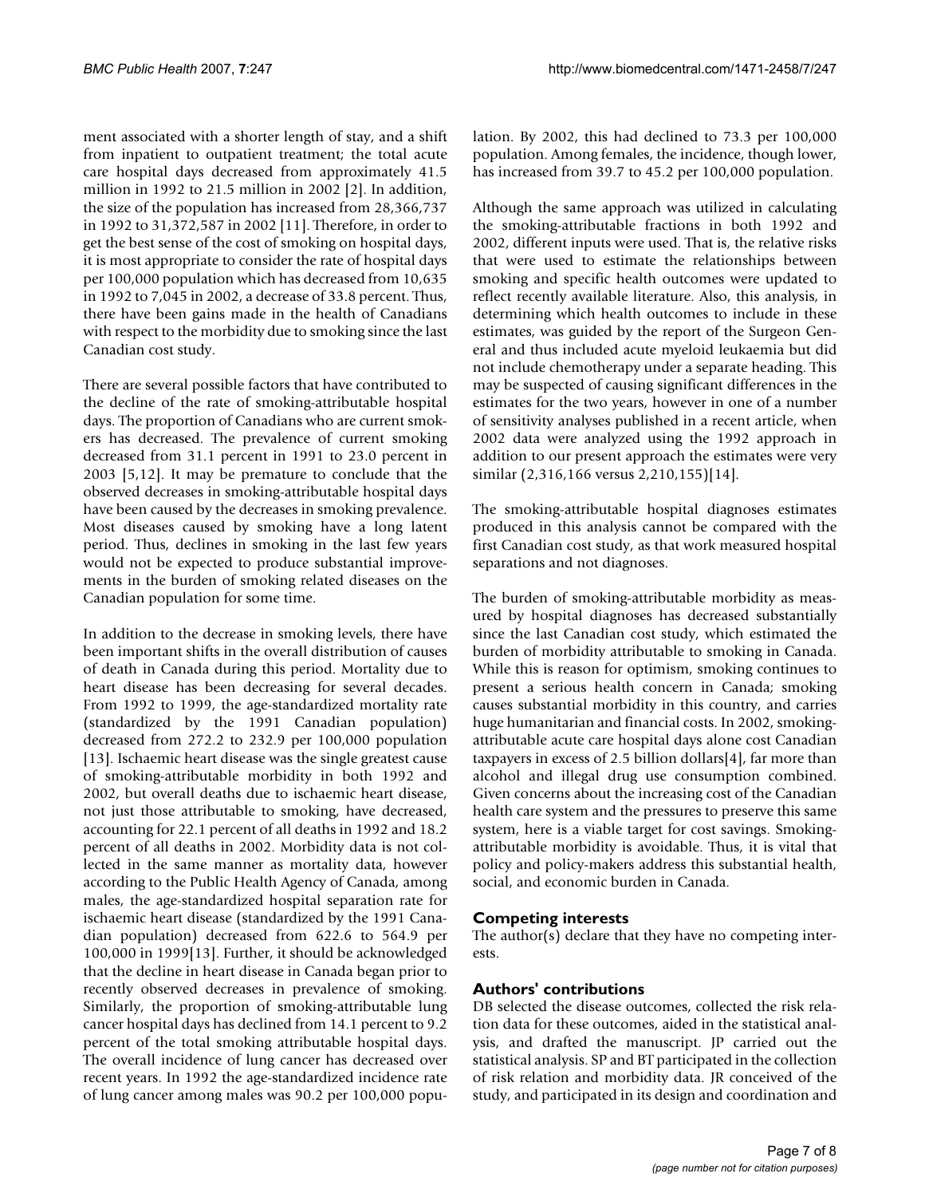ment associated with a shorter length of stay, and a shift from inpatient to outpatient treatment; the total acute care hospital days decreased from approximately 41.5 million in 1992 to 21.5 million in 2002 [2]. In addition, the size of the population has increased from 28,366,737 in 1992 to 31,372,587 in 2002 [11]. Therefore, in order to get the best sense of the cost of smoking on hospital days, it is most appropriate to consider the rate of hospital days per 100,000 population which has decreased from 10,635 in 1992 to 7,045 in 2002, a decrease of 33.8 percent. Thus, there have been gains made in the health of Canadians with respect to the morbidity due to smoking since the last Canadian cost study.

There are several possible factors that have contributed to the decline of the rate of smoking-attributable hospital days. The proportion of Canadians who are current smokers has decreased. The prevalence of current smoking decreased from 31.1 percent in 1991 to 23.0 percent in 2003 [5,12]. It may be premature to conclude that the observed decreases in smoking-attributable hospital days have been caused by the decreases in smoking prevalence. Most diseases caused by smoking have a long latent period. Thus, declines in smoking in the last few years would not be expected to produce substantial improvements in the burden of smoking related diseases on the Canadian population for some time.

In addition to the decrease in smoking levels, there have been important shifts in the overall distribution of causes of death in Canada during this period. Mortality due to heart disease has been decreasing for several decades. From 1992 to 1999, the age-standardized mortality rate (standardized by the 1991 Canadian population) decreased from 272.2 to 232.9 per 100,000 population [13]. Ischaemic heart disease was the single greatest cause of smoking-attributable morbidity in both 1992 and 2002, but overall deaths due to ischaemic heart disease, not just those attributable to smoking, have decreased, accounting for 22.1 percent of all deaths in 1992 and 18.2 percent of all deaths in 2002. Morbidity data is not collected in the same manner as mortality data, however according to the Public Health Agency of Canada, among males, the age-standardized hospital separation rate for ischaemic heart disease (standardized by the 1991 Canadian population) decreased from 622.6 to 564.9 per 100,000 in 1999[13]. Further, it should be acknowledged that the decline in heart disease in Canada began prior to recently observed decreases in prevalence of smoking. Similarly, the proportion of smoking-attributable lung cancer hospital days has declined from 14.1 percent to 9.2 percent of the total smoking attributable hospital days. The overall incidence of lung cancer has decreased over recent years. In 1992 the age-standardized incidence rate of lung cancer among males was 90.2 per 100,000 population. By 2002, this had declined to 73.3 per 100,000 population. Among females, the incidence, though lower, has increased from 39.7 to 45.2 per 100,000 population.

Although the same approach was utilized in calculating the smoking-attributable fractions in both 1992 and 2002, different inputs were used. That is, the relative risks that were used to estimate the relationships between smoking and specific health outcomes were updated to reflect recently available literature. Also, this analysis, in determining which health outcomes to include in these estimates, was guided by the report of the Surgeon General and thus included acute myeloid leukaemia but did not include chemotherapy under a separate heading. This may be suspected of causing significant differences in the estimates for the two years, however in one of a number of sensitivity analyses published in a recent article, when 2002 data were analyzed using the 1992 approach in addition to our present approach the estimates were very similar (2,316,166 versus 2,210,155)[14].

The smoking-attributable hospital diagnoses estimates produced in this analysis cannot be compared with the first Canadian cost study, as that work measured hospital separations and not diagnoses.

The burden of smoking-attributable morbidity as measured by hospital diagnoses has decreased substantially since the last Canadian cost study, which estimated the burden of morbidity attributable to smoking in Canada. While this is reason for optimism, smoking continues to present a serious health concern in Canada; smoking causes substantial morbidity in this country, and carries huge humanitarian and financial costs. In 2002, smoking-attributable acute care hospital days alone cost Canadian taxpayers in excess of 2.5 billion dollars[4], far more than alcohol and illegal drug use consumption combined. Given concerns about the increasing cost of the Canadian health care system and the pressures to preserve this same system, here is a viable target for cost savings. Smoking-attributable morbidity is avoidable. Thus, it is vital that policy and policy-makers address this substantial health, social, and economic burden in Canada.

## Competing interests

The author(s) declare that they have no competing interests.

## Authors' contributions

DB selected the disease outcomes, collected the risk relation data for these outcomes, aided in the statistical analysis, and drafted the manuscript. JP carried out the statistical analysis. SP and BT participated in the collection of risk relation and morbidity data. JR conceived of the study, and participated in its design and coordination and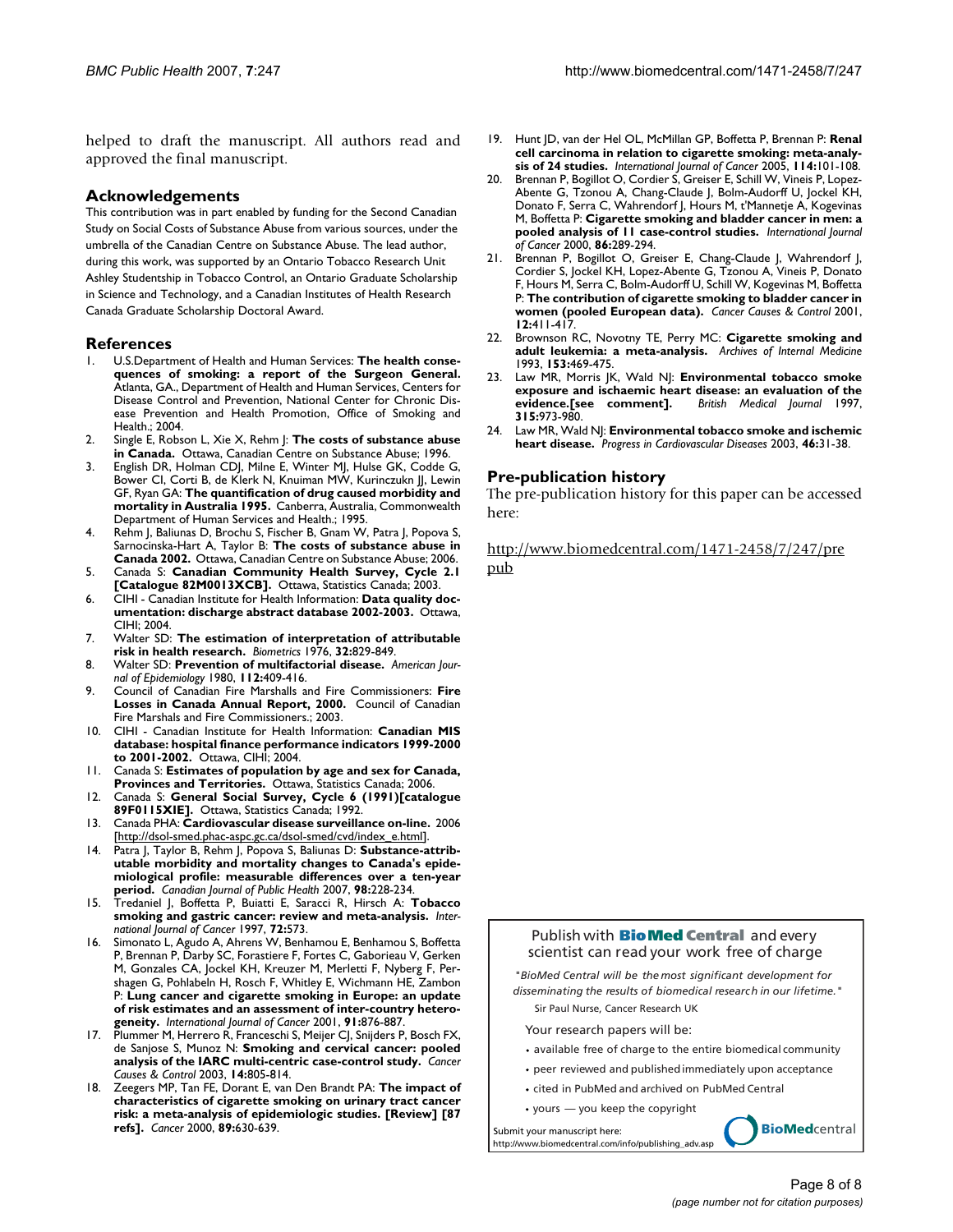helped to draft the manuscript. All authors read and approved the final manuscript.

## Acknowledgements

This contribution was in part enabled by funding for the Second Canadian Study on Social Costs of Substance Abuse from various sources, under the umbrella of the Canadian Centre on Substance Abuse. The lead author, during this work, was supported by an Ontario Tobacco Research Unit Ashley Studentship in Tobacco Control, an Ontario Graduate Scholarship in Science and Technology, and a Canadian Institutes of Health Research Canada Graduate Scholarship Doctoral Award.

## References

1. U.S.Department of Health and Human Services: **The health consequences of smoking: a report of the Surgeon General.** Atlanta, GA., Department of Health and Human Services, Centers for Disease Control and Prevention, National Center for Chronic Disease Prevention and Health Promotion, Office of Smoking and Health.; 2004.
2. Single E, Robson L, Xie X, Rehm J: **The costs of substance abuse in Canada.** Ottawa, Canadian Centre on Substance Abuse; 1996.
3. English DR, Holman CDJ, Milne E, Winter MJ, Hulse GK, Codde G, Bower CI, Corti B, de Klerk N, Knuiman MW, Kurinczukn JJ, Lewin GF, Ryan GA: **The quantification of drug caused morbidity and mortality in Australia 1995.** Canberra, Australia, Commonwealth Department of Human Services and Health.; 1995.
4. Rehm J, Baliunas D, Brochu S, Fischer B, Gnam W, Patra J, Popova S, Sarnocinska-Hart A, Taylor B: **The costs of substance abuse in Canada 2002.** Ottawa, Canadian Centre on Substance Abuse; 2006.
5. Canada S: **Canadian Community Health Survey, Cycle 2.1 [Catalogue 82M0013XCB].** Ottawa, Statistics Canada; 2003.
6. CIHI - Canadian Institute for Health Information: **Data quality documentation: discharge abstract database 2002-2003.** Ottawa, CIHI; 2004.
7. Walter SD: **The estimation of interpretation of attributable risk in health research.** *Biometrics* 1976, **32:**829-849.
8. Walter SD: **Prevention of multifactorial disease.** *American Journal of Epidemiology* 1980, **112:**409-416.
9. Council of Canadian Fire Marshalls and Fire Commissioners: **Fire Losses in Canada Annual Report, 2000.** Council of Canadian Fire Marshals and Fire Commissioners.; 2003.
10. CIHI - Canadian Institute for Health Information: **Canadian MIS database: hospital finance performance indicators 1999-2000 to 2001-2002.** Ottawa, CIHI; 2004.
11. Canada S: **Estimates of population by age and sex for Canada, Provinces and Territories.** Ottawa, Statistics Canada; 2006.
12. Canada S: **General Social Survey, Cycle 6 (1991)[catalogue 89F0115XIE].** Ottawa, Statistics Canada; 1992.
13. Canada PHA: **Cardiovascular disease surveillance on-line.** 2006 [http://dsol-smed.phac-aspc.gc.ca/dsol-smed/cvd/index_e.html].
14. Patra J, Taylor B, Rehm J, Popova S, Baliunas D: **Substance-attributable morbidity and mortality changes to Canada's epidemiological profile: measurable differences over a ten-year period.** *Canadian Journal of Public Health* 2007, **98:**228-234.
15. Tredaniel J, Boffetta P, Buiatti E, Saracci R, Hirsch A: **Tobacco smoking and gastric cancer: review and meta-analysis.** *International Journal of Cancer* 1997, **72:**573.
16. Simonato L, Agudo A, Ahrens W, Benhamou E, Benhamou S, Boffetta P, Brennan P, Darby SC, Forastiere F, Fortes C, Gaborieau V, Gerken M, Gonzales CA, Jockel KH, Kreuzer M, Merletti F, Nyberg F, Pershagen G, Pohlabeln H, Rosch F, Whitley E, Wichmann HE, Zambon P: **Lung cancer and cigarette smoking in Europe: an update of risk estimates and an assessment of inter-country heterogeneity.** *International Journal of Cancer* 2001, **91:**876-887.
17. Plummer M, Herrero R, Franceschi S, Meijer CJ, Snijders P, Bosch FX, de Sanjose S, Munoz N: **Smoking and cervical cancer: pooled analysis of the IARC multi-centric case-control study.** *Cancer Causes & Control* 2003, **14:**805-814.
18. Zeegers MP, Tan FE, Dorant E, van Den Brandt PA: **The impact of characteristics of cigarette smoking on urinary tract cancer risk: a meta-analysis of epidemiologic studies. [Review] [87 refs].** *Cancer* 2000, **89:**630-639.
19. Hunt JD, van der Hel OL, McMillan GP, Boffetta P, Brennan P: **Renal cell carcinoma in relation to cigarette smoking: meta-analysis of 24 studies.** *International Journal of Cancer* 2005, **114:**101-108.
20. Brennan P, Bogillot O, Cordier S, Greiser E, Schill W, Vineis P, Lopez-Abente G, Tzonou A, Chang-Claude J, Bolm-Audorff U, Jockel KH, Donato F, Serra C, Wahrendorf J, Hours M, t'Mannetje A, Kogevinas M, Boffetta P: **Cigarette smoking and bladder cancer in men: a pooled analysis of 11 case-control studies.** *International Journal of Cancer* 2000, **86:**289-294.
21. Brennan P, Bogillot O, Greiser E, Chang-Claude J, Wahrendorf J, Cordier S, Jockel KH, Lopez-Abente G, Tzonou A, Vineis P, Donato F, Hours M, Serra C, Bolm-Audorff U, Schill W, Kogevinas M, Boffetta P: **The contribution of cigarette smoking to bladder cancer in women (pooled European data).** *Cancer Causes & Control* 2001, **12:**411-417.
22. Brownson RC, Novotny TE, Perry MC: **Cigarette smoking and adult leukemia: a meta-analysis.** *Archives of Internal Medicine* 1993, **153:**469-475.
23. Law MR, Morris JK, Wald NJ: **Environmental tobacco smoke exposure and ischaemic heart disease: an evaluation of the evidence.[see comment].** *British Medical Journal* 1997, **315:**973-980.
24. Law MR, Wald NJ: **Environmental tobacco smoke and ischemic heart disease.** *Progress in Cardiovascular Diseases* 2003, **46:**31-38.

## Pre-publication history

The pre-publication history for this paper can be accessed here:

http://www.biomedcentral.com/1471-2458/7/247/prepub

Publish with **BioMed Central** and every scientist can read your work free of charge

*"BioMed Central will be the most significant development for disseminating the results of biomedical research in our lifetime."*
Sir Paul Nurse, Cancer Research UK

Your research papers will be:

- available free of charge to the entire biomedical community
- peer reviewed and published immediately upon acceptance
- cited in PubMed and archived on PubMed Central
- yours — you keep the copyright

Submit your manuscript here:
http://www.biomedcentral.com/info/publishing_adv.asp